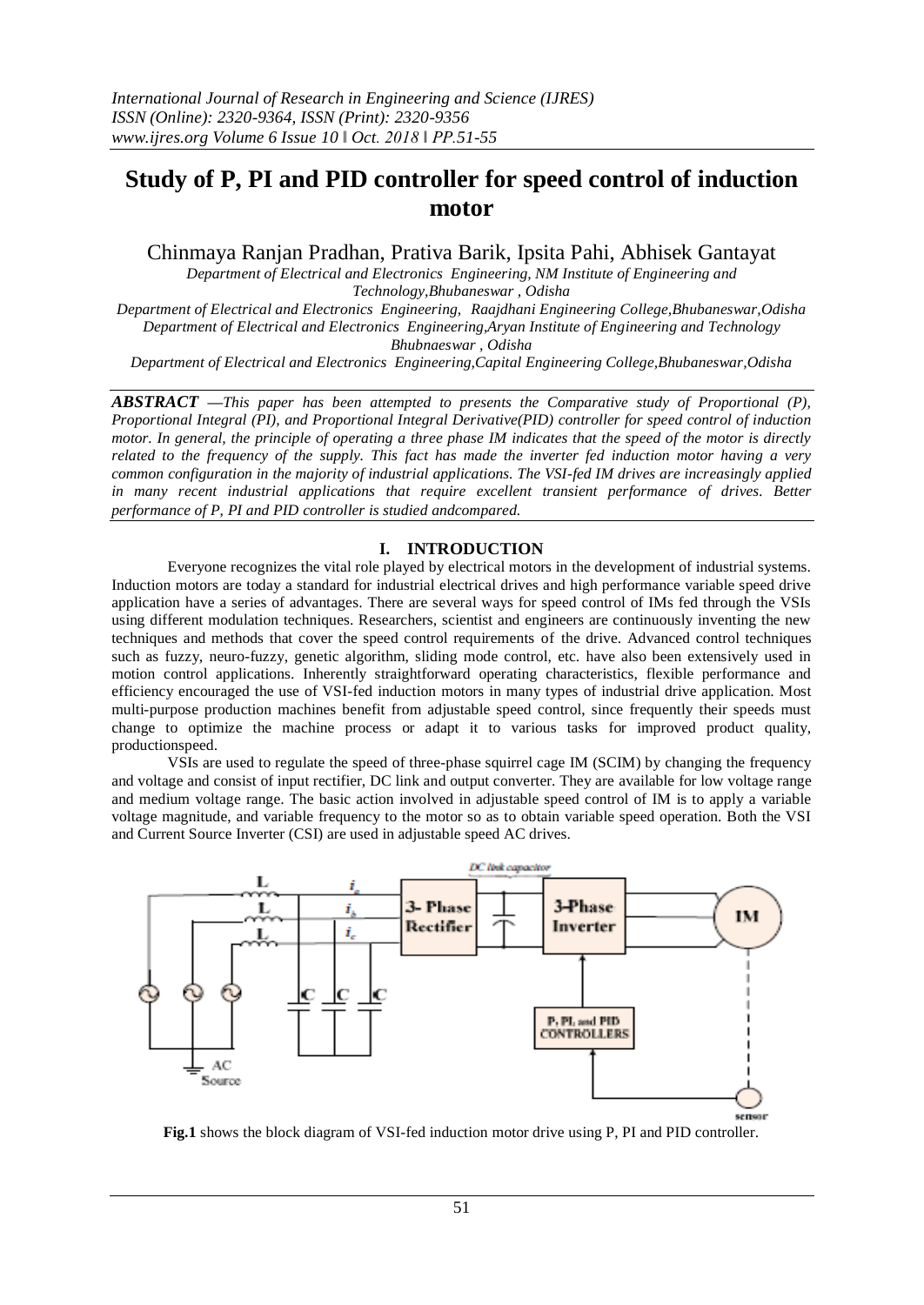# Study of P, PI and PID controller for speed control of induction motor

Chinmaya Ranjan Pradhan, Prativa Barik, Ipsita Pahi, Abhisek Gantayat

*Department of Electrical and Electronics Engineering, NM Institute of Engineering and Technology,Bhubaneswar , Odisha*

*Department of Electrical and Electronics Engineering, Raajdhani Engineering College,Bhubaneswar,Odisha*

*Department of Electrical and Electronics Engineering,Aryan Institute of Engineering and Technology Bhubnaeswar , Odisha*

*Department of Electrical and Electronics Engineering,Capital Engineering College,Bhubaneswar,Odisha*

***ABSTRACT** —This paper has been attempted to presents the Comparative study of Proportional (P), Proportional Integral (PI), and Proportional Integral Derivative(PID) controller for speed control of induction motor. In general, the principle of operating a three phase IM indicates that the speed of the motor is directly related to the frequency of the supply. This fact has made the inverter fed induction motor having a very common configuration in the majority of industrial applications. The VSI-fed IM drives are increasingly applied in many recent industrial applications that require excellent transient performance of drives. Better performance of P, PI and PID controller is studied andcompared.*

## I. INTRODUCTION

Everyone recognizes the vital role played by electrical motors in the development of industrial systems. Induction motors are today a standard for industrial electrical drives and high performance variable speed drive application have a series of advantages. There are several ways for speed control of IMs fed through the VSIs using different modulation techniques. Researchers, scientist and engineers are continuously inventing the new techniques and methods that cover the speed control requirements of the drive. Advanced control techniques such as fuzzy, neuro-fuzzy, genetic algorithm, sliding mode control, etc. have also been extensively used in motion control applications. Inherently straightforward operating characteristics, flexible performance and efficiency encouraged the use of VSI-fed induction motors in many types of industrial drive application. Most multi-purpose production machines benefit from adjustable speed control, since frequently their speeds must change to optimize the machine process or adapt it to various tasks for improved product quality, productionspeed.

VSIs are used to regulate the speed of three-phase squirrel cage IM (SCIM) by changing the frequency and voltage and consist of input rectifier, DC link and output converter. They are available for low voltage range and medium voltage range. The basic action involved in adjustable speed control of IM is to apply a variable voltage magnitude, and variable frequency to the motor so as to obtain variable speed operation. Both the VSI and Current Source Inverter (CSI) are used in adjustable speed AC drives.

**Fig.1** shows the block diagram of VSI-fed induction motor drive using P, PI and PID controller.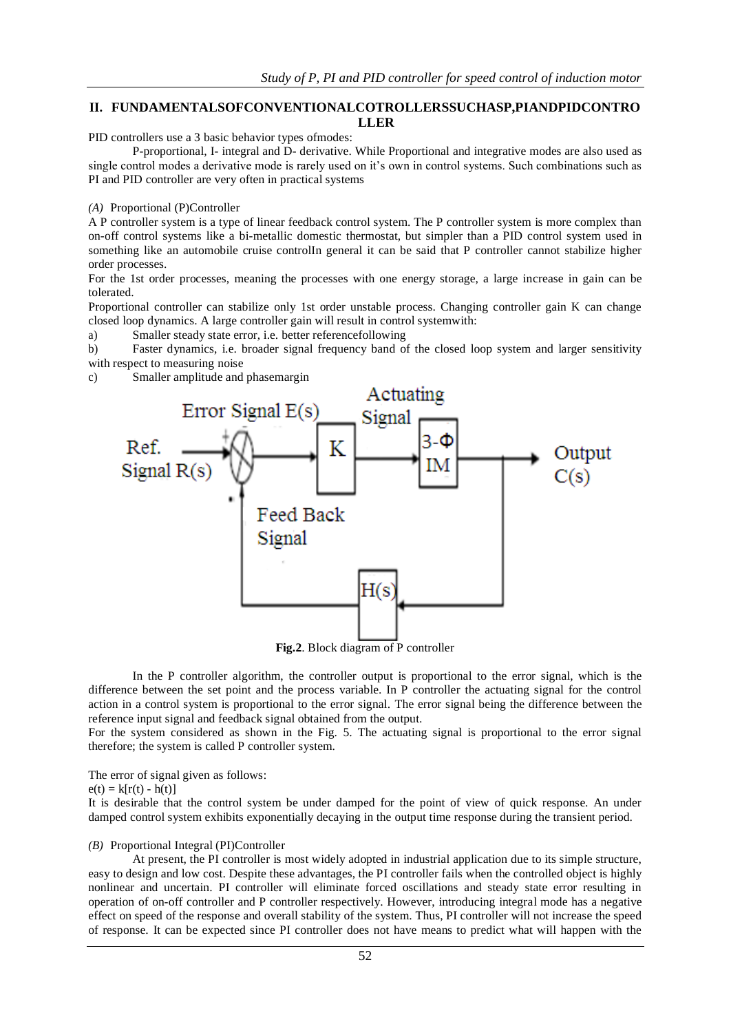## II. FUNDAMENTALSOFCONVENTIONALCOTROLLERSSUCHASP,PIANDPIDCONTROLLER

PID controllers use a 3 basic behavior types ofmodes:

P-proportional, I- integral and D- derivative. While Proportional and integrative modes are also used as single control modes a derivative mode is rarely used on it's own in control systems. Such combinations such as PI and PID controller are very often in practical systems

*(A)* Proportional (P)Controller

A P controller system is a type of linear feedback control system. The P controller system is more complex than on-off control systems like a bi-metallic domestic thermostat, but simpler than a PID control system used in something like an automobile cruise controlIn general it can be said that P controller cannot stabilize higher order processes.

For the 1st order processes, meaning the processes with one energy storage, a large increase in gain can be tolerated.

Proportional controller can stabilize only 1st order unstable process. Changing controller gain K can change closed loop dynamics. A large controller gain will result in control systemwith:

a) Smaller steady state error, i.e. better referencefollowing

b) Faster dynamics, i.e. broader signal frequency band of the closed loop system and larger sensitivity with respect to measuring noise

c) Smaller amplitude and phasemargin

**Fig.2**. Block diagram of P controller

In the P controller algorithm, the controller output is proportional to the error signal, which is the difference between the set point and the process variable. In P controller the actuating signal for the control action in a control system is proportional to the error signal. The error signal being the difference between the reference input signal and feedback signal obtained from the output.

For the system considered as shown in the Fig. 5. The actuating signal is proportional to the error signal therefore; the system is called P controller system.

The error of signal given as follows:

$e(t) = k[r(t) - h(t)]$

It is desirable that the control system be under damped for the point of view of quick response. An under damped control system exhibits exponentially decaying in the output time response during the transient period.

*(B)* Proportional Integral (PI)Controller

At present, the PI controller is most widely adopted in industrial application due to its simple structure, easy to design and low cost. Despite these advantages, the PI controller fails when the controlled object is highly nonlinear and uncertain. PI controller will eliminate forced oscillations and steady state error resulting in operation of on-off controller and P controller respectively. However, introducing integral mode has a negative effect on speed of the response and overall stability of the system. Thus, PI controller will not increase the speed of response. It can be expected since PI controller does not have means to predict what will happen with the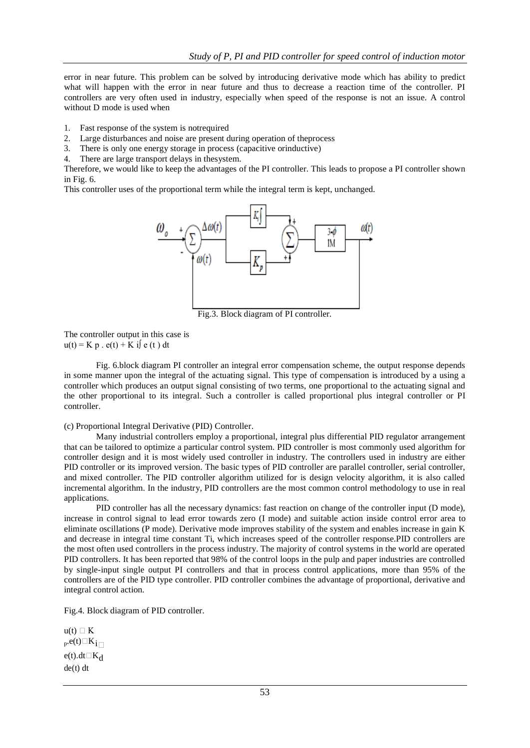error in near future. This problem can be solved by introducing derivative mode which has ability to predict what will happen with the error in near future and thus to decrease a reaction time of the controller. PI controllers are very often used in industry, especially when speed of the response is not an issue. A control without D mode is used when

1. Fast response of the system is notrequired
2. Large disturbances and noise are present during operation of theprocess
3. There is only one energy storage in process (capacitive orinductive)
4. There are large transport delays in thesystem.

Therefore, we would like to keep the advantages of the PI controller. This leads to propose a PI controller shown in Fig. 6.
This controller uses of the proportional term while the integral term is kept, unchanged.

Fig.3. Block diagram of PI controller.

The controller output in this case is
$u(t) = K_p \cdot e(t) + K_i \int e(t)\, dt$

Fig. 6.block diagram PI controller an integral error compensation scheme, the output response depends in some manner upon the integral of the actuating signal. This type of compensation is introduced by a using a controller which produces an output signal consisting of two terms, one proportional to the actuating signal and the other proportional to its integral. Such a controller is called proportional plus integral controller or PI controller.

(c) Proportional Integral Derivative (PID) Controller.

Many industrial controllers employ a proportional, integral plus differential PID regulator arrangement that can be tailored to optimize a particular control system. PID controller is most commonly used algorithm for controller design and it is most widely used controller in industry. The controllers used in industry are either PID controller or its improved version. The basic types of PID controller are parallel controller, serial controller, and mixed controller. The PID controller algorithm utilized for is design velocity algorithm, it is also called incremental algorithm. In the industry, PID controllers are the most common control methodology to use in real applications.

PID controller has all the necessary dynamics: fast reaction on change of the controller input (D mode), increase in control signal to lead error towards zero (I mode) and suitable action inside control error area to eliminate oscillations (P mode). Derivative mode improves stability of the system and enables increase in gain K and decrease in integral time constant Ti, which increases speed of the controller response.PID controllers are the most often used controllers in the process industry. The majority of control systems in the world are operated PID controllers. It has been reported that 98% of the control loops in the pulp and paper industries are controlled by single-input single output PI controllers and that in process control applications, more than 95% of the controllers are of the PID type controller. PID controller combines the advantage of proportional, derivative and integral control action.

Fig.4. Block diagram of PID controller.

$$u(t) = K_p \cdot e(t) + K_i \int e(t) \cdot dt + K_d \frac{de(t)}{dt}$$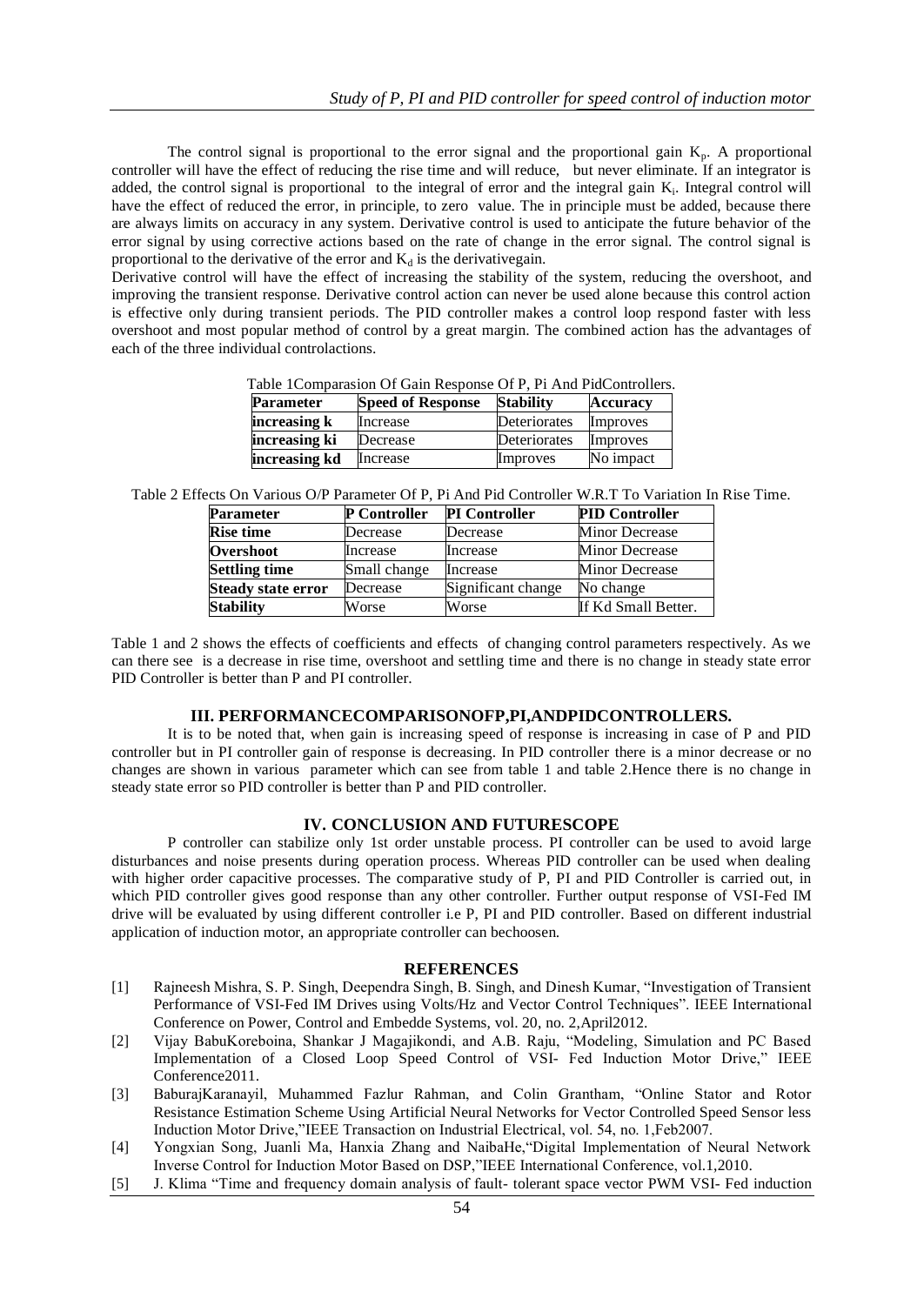The control signal is proportional to the error signal and the proportional gain $K_p$. A proportional controller will have the effect of reducing the rise time and will reduce, but never eliminate. If an integrator is added, the control signal is proportional to the integral of error and the integral gain $K_i$. Integral control will have the effect of reduced the error, in principle, to zero value. The in principle must be added, because there are always limits on accuracy in any system. Derivative control is used to anticipate the future behavior of the error signal by using corrective actions based on the rate of change in the error signal. The control signal is proportional to the derivative of the error and $K_d$ is the derivativegain.

Derivative control will have the effect of increasing the stability of the system, reducing the overshoot, and improving the transient response. Derivative control action can never be used alone because this control action is effective only during transient periods. The PID controller makes a control loop respond faster with less overshoot and most popular method of control by a great margin. The combined action has the advantages of each of the three individual controlactions.

Table 1Comparasion Of Gain Response Of P, Pi And PidControllers.

| **Parameter** | **Speed of Response** | **Stability** | **Accuracy** |
|---|---|---|---|
| **increasing k** | Increase | Deteriorates | Improves |
| **increasing ki** | Decrease | Deteriorates | Improves |
| **increasing kd** | Increase | Improves | No impact |

Table 2 Effects On Various O/P Parameter Of P, Pi And Pid Controller W.R.T To Variation In Rise Time.

| **Parameter** | **P Controller** | **PI Controller** | **PID Controller** |
|---|---|---|---|
| **Rise time** | Decrease | Decrease | Minor Decrease |
| **Overshoot** | Increase | Increase | Minor Decrease |
| **Settling time** | Small change | Increase | Minor Decrease |
| **Steady state error** | Decrease | Significant change | No change |
| **Stability** | Worse | Worse | If Kd Small Better. |

Table 1 and 2 shows the effects of coefficients and effects of changing control parameters respectively. As we can there see is a decrease in rise time, overshoot and settling time and there is no change in steady state error PID Controller is better than P and PI controller.

## III. PERFORMANCECOMPARISONOFP,PI,ANDPIDCONTROLLERS.

It is to be noted that, when gain is increasing speed of response is increasing in case of P and PID controller but in PI controller gain of response is decreasing. In PID controller there is a minor decrease or no changes are shown in various parameter which can see from table 1 and table 2.Hence there is no change in steady state error so PID controller is better than P and PID controller.

## IV. CONCLUSION AND FUTURESCOPE

P controller can stabilize only 1st order unstable process. PI controller can be used to avoid large disturbances and noise presents during operation process. Whereas PID controller can be used when dealing with higher order capacitive processes. The comparative study of P, PI and PID Controller is carried out, in which PID controller gives good response than any other controller. Further output response of VSI-Fed IM drive will be evaluated by using different controller i.e P, PI and PID controller. Based on different industrial application of induction motor, an appropriate controller can bechoosen.

## REFERENCES

[1] Rajneesh Mishra, S. P. Singh, Deependra Singh, B. Singh, and Dinesh Kumar, "Investigation of Transient Performance of VSI-Fed IM Drives using Volts/Hz and Vector Control Techniques". IEEE International Conference on Power, Control and Embedde Systems, vol. 20, no. 2,April2012.

[2] Vijay BabuKoreboina, Shankar J Magajikondi, and A.B. Raju, "Modeling, Simulation and PC Based Implementation of a Closed Loop Speed Control of VSI- Fed Induction Motor Drive," IEEE Conference2011.

[3] BaburajKaranayil, Muhammed Fazlur Rahman, and Colin Grantham, "Online Stator and Rotor Resistance Estimation Scheme Using Artificial Neural Networks for Vector Controlled Speed Sensor less Induction Motor Drive,"IEEE Transaction on Industrial Electrical, vol. 54, no. 1,Feb2007.

[4] Yongxian Song, Juanli Ma, Hanxia Zhang and NaibaHe,"Digital Implementation of Neural Network Inverse Control for Induction Motor Based on DSP,"IEEE International Conference, vol.1,2010.

[5] J. Klima "Time and frequency domain analysis of fault- tolerant space vector PWM VSI- Fed induction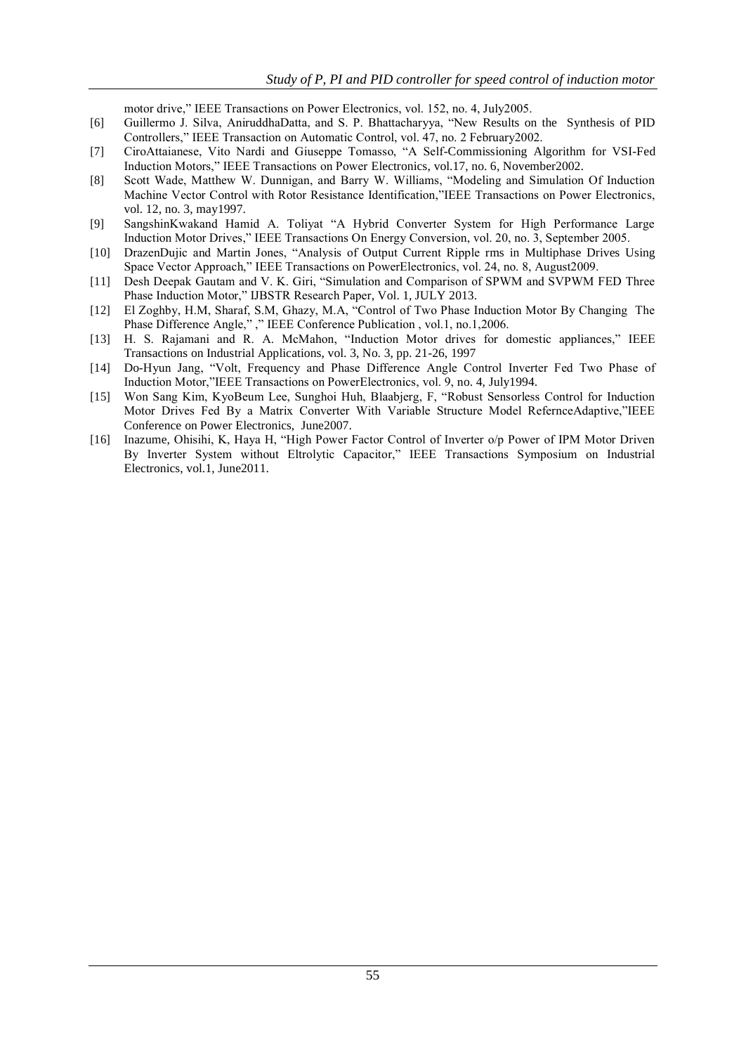motor drive," IEEE Transactions on Power Electronics, vol. 152, no. 4, July2005.

[6] Guillermo J. Silva, AniruddhaDatta, and S. P. Bhattacharyya, "New Results on the Synthesis of PID Controllers," IEEE Transaction on Automatic Control, vol. 47, no. 2 February2002.

[7] CiroAttaianese, Vito Nardi and Giuseppe Tomasso, "A Self-Commissioning Algorithm for VSI-Fed Induction Motors," IEEE Transactions on Power Electronics, vol.17, no. 6, November2002.

[8] Scott Wade, Matthew W. Dunnigan, and Barry W. Williams, "Modeling and Simulation Of Induction Machine Vector Control with Rotor Resistance Identification,"IEEE Transactions on Power Electronics, vol. 12, no. 3, may1997.

[9] SangshinKwakand Hamid A. Toliyat "A Hybrid Converter System for High Performance Large Induction Motor Drives," IEEE Transactions On Energy Conversion, vol. 20, no. 3, September 2005.

[10] DrazenDujic and Martin Jones, "Analysis of Output Current Ripple rms in Multiphase Drives Using Space Vector Approach," IEEE Transactions on PowerElectronics, vol. 24, no. 8, August2009.

[11] Desh Deepak Gautam and V. K. Giri, "Simulation and Comparison of SPWM and SVPWM FED Three Phase Induction Motor," IJBSTR Research Paper, Vol. 1, JULY 2013.

[12] El Zoghby, H.M, Sharaf, S.M, Ghazy, M.A, "Control of Two Phase Induction Motor By Changing The Phase Difference Angle," ," IEEE Conference Publication , vol.1, no.1,2006.

[13] H. S. Rajamani and R. A. McMahon, "Induction Motor drives for domestic appliances," IEEE Transactions on Industrial Applications, vol. 3, No. 3, pp. 21-26, 1997

[14] Do-Hyun Jang, "Volt, Frequency and Phase Difference Angle Control Inverter Fed Two Phase of Induction Motor,"IEEE Transactions on PowerElectronics, vol. 9, no. 4, July1994.

[15] Won Sang Kim, KyoBeum Lee, Sunghoi Huh, Blaabjerg, F, "Robust Sensorless Control for Induction Motor Drives Fed By a Matrix Converter With Variable Structure Model RefernceAdaptive,"IEEE Conference on Power Electronics, June2007.

[16] Inazume, Ohisihi, K, Haya H, "High Power Factor Control of Inverter o/p Power of IPM Motor Driven By Inverter System without Eltrolytic Capacitor," IEEE Transactions Symposium on Industrial Electronics, vol.1, June2011.